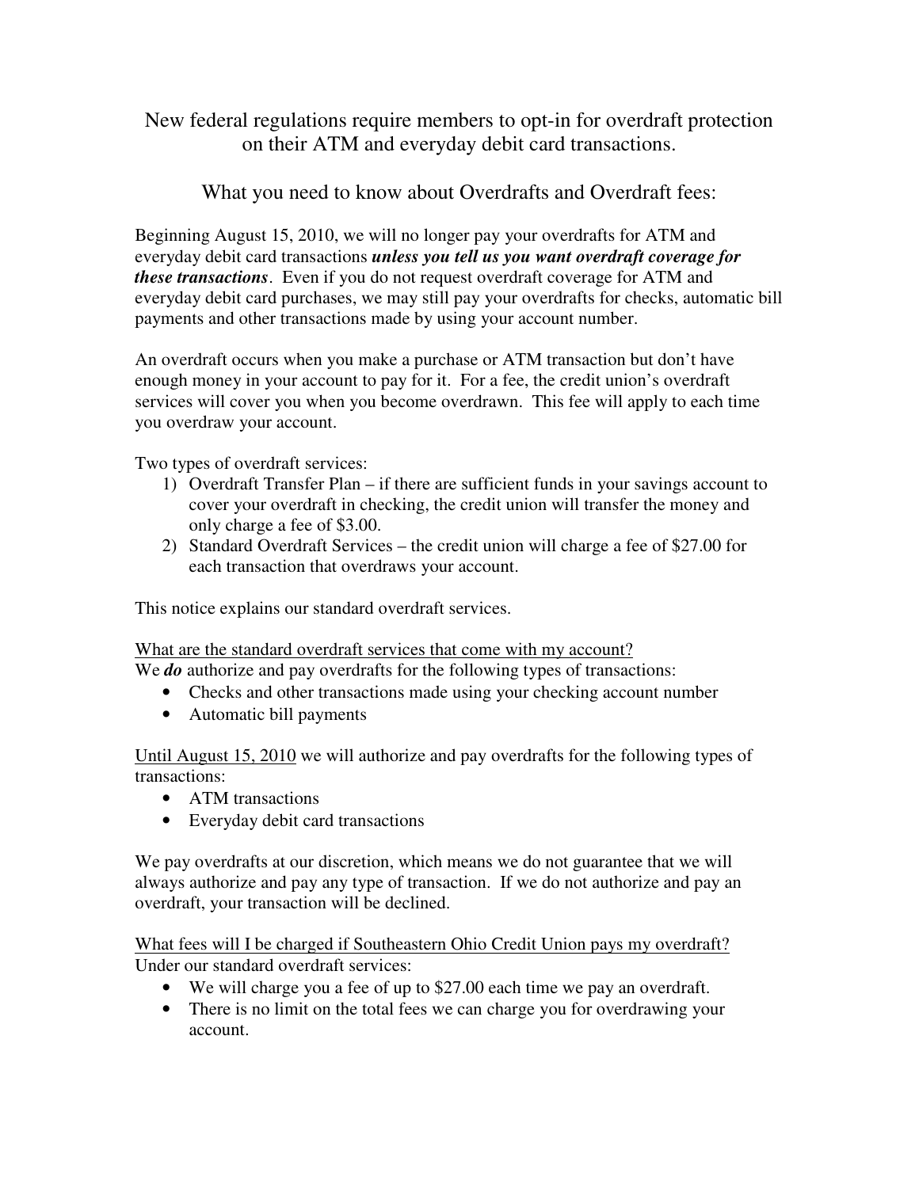# New federal regulations require members to opt-in for overdraft protection on their ATM and everyday debit card transactions.

## What you need to know about Overdrafts and Overdraft fees:

Beginning August 15, 2010, we will no longer pay your overdrafts for ATM and everyday debit card transactions ***unless you tell us you want overdraft coverage for these transactions***. Even if you do not request overdraft coverage for ATM and everyday debit card purchases, we may still pay your overdrafts for checks, automatic bill payments and other transactions made by using your account number.

An overdraft occurs when you make a purchase or ATM transaction but don't have enough money in your account to pay for it. For a fee, the credit union's overdraft services will cover you when you become overdrawn. This fee will apply to each time you overdraw your account.

Two types of overdraft services:

1) Overdraft Transfer Plan – if there are sufficient funds in your savings account to cover your overdraft in checking, the credit union will transfer the money and only charge a fee of $3.00.
2) Standard Overdraft Services – the credit union will charge a fee of $27.00 for each transaction that overdraws your account.

This notice explains our standard overdraft services.

<u>What are the standard overdraft services that come with my account?</u>
We ***do*** authorize and pay overdrafts for the following types of transactions:

- Checks and other transactions made using your checking account number
- Automatic bill payments

<u>Until August 15, 2010</u> we will authorize and pay overdrafts for the following types of transactions:

- ATM transactions
- Everyday debit card transactions

We pay overdrafts at our discretion, which means we do not guarantee that we will always authorize and pay any type of transaction. If we do not authorize and pay an overdraft, your transaction will be declined.

<u>What fees will I be charged if Southeastern Ohio Credit Union pays my overdraft?</u>
Under our standard overdraft services:

- We will charge you a fee of up to $27.00 each time we pay an overdraft.
- There is no limit on the total fees we can charge you for overdrawing your account.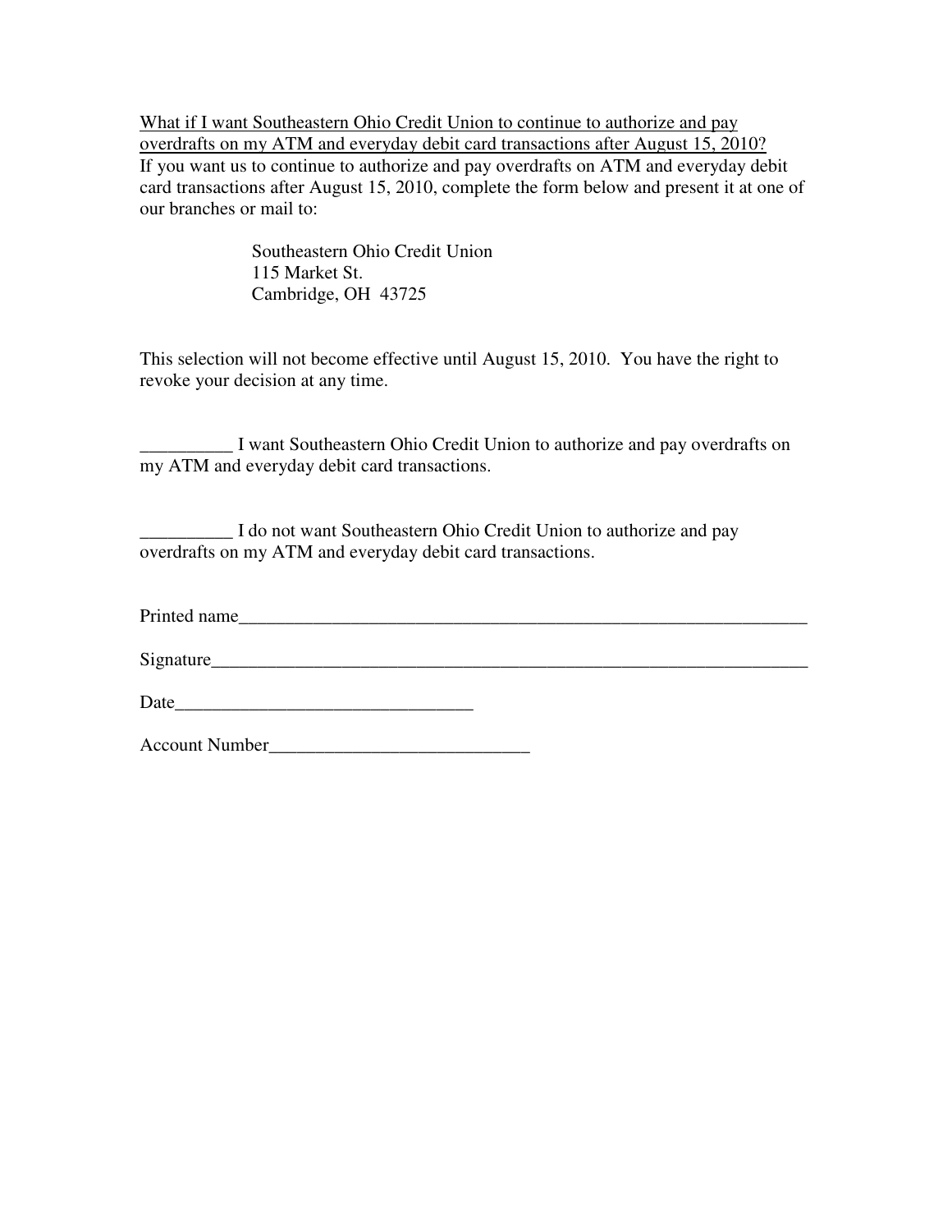<u>What if I want Southeastern Ohio Credit Union to continue to authorize and pay overdrafts on my ATM and everyday debit card transactions after August 15, 2010?</u>

If you want us to continue to authorize and pay overdrafts on ATM and everyday debit card transactions after August 15, 2010, complete the form below and present it at one of our branches or mail to:

> Southeastern Ohio Credit Union
> 115 Market St.
> Cambridge, OH 43725

This selection will not become effective until August 15, 2010. You have the right to revoke your decision at any time.

__________ I want Southeastern Ohio Credit Union to authorize and pay overdrafts on my ATM and everyday debit card transactions.

__________ I do not want Southeastern Ohio Credit Union to authorize and pay overdrafts on my ATM and everyday debit card transactions.

Printed name_______________________________________________________________

Signature__________________________________________________________________

Date________________________________

Account Number____________________________